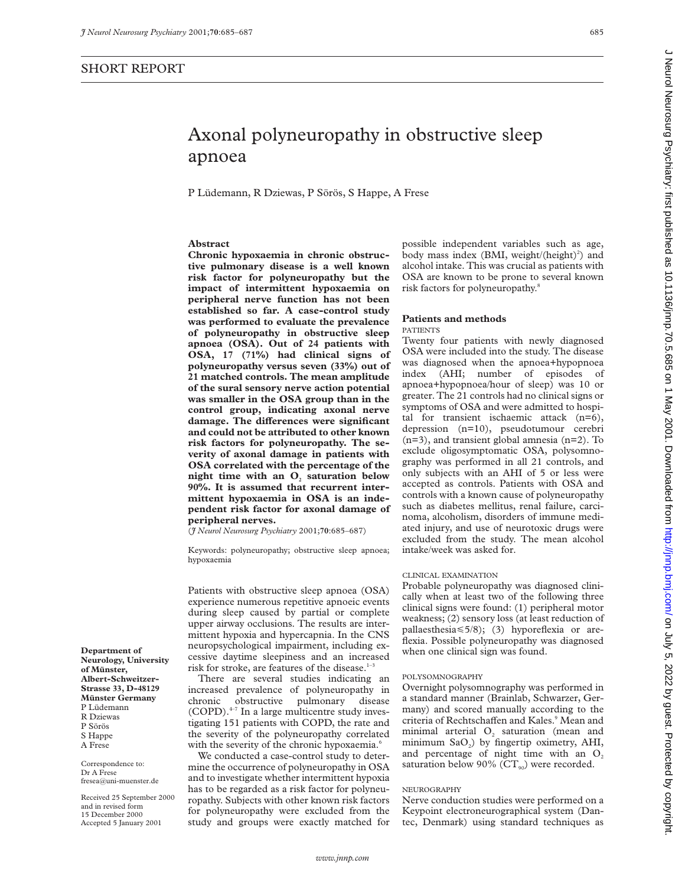SHORT REPORT

# Axonal polyneuropathy in obstructive sleep apnoea

P Lüdemann, R Dziewas, P Sörös, S Happe, A Frese

## Abstract

**Chronic hypoxaemia in chronic obstructive pulmonary disease is a well known risk factor for polyneuropathy but the impact of intermittent hypoxaemia on peripheral nerve function has not been established so far. A case-control study was performed to evaluate the prevalence of polyneuropathy in obstructive sleep apnoea (OSA). Out of 24 patients with OSA, 17 (71%) had clinical signs of polyneuropathy versus seven (33%) out of 21 matched controls. The mean amplitude of the sural sensory nerve action potential was smaller in the OSA group than in the control group, indicating axonal nerve damage. The differences were significant and could not be attributed to other known risk factors for polyneuropathy. The severity of axonal damage in patients with OSA correlated with the percentage of the night time with an $O_2$ saturation below 90%. It is assumed that recurrent intermittent hypoxaemia in OSA is an independent risk factor for axonal damage of peripheral nerves.**

(*J Neurol Neurosurg Psychiatry* 2001;**70**:685–687)

Keywords: polyneuropathy; obstructive sleep apnoea; hypoxaemia

Patients with obstructive sleep apnoea (OSA) experience numerous repetitive apnoeic events during sleep caused by partial or complete upper airway occlusions. The results are intermittent hypoxia and hypercapnia. In the CNS neuropsychological impairment, including excessive daytime sleepiness and an increased risk for stroke, are features of the disease.[1–3]

There are several studies indicating an increased prevalence of polyneuropathy in chronic obstructive pulmonary disease (COPD).[4–7] In a large multicentre study investigating 151 patients with COPD, the rate and the severity of the polyneuropathy correlated with the severity of the chronic hypoxaemia.[6]

We conducted a case-control study to determine the occurrence of polyneuropathy in OSA and to investigate whether intermittent hypoxia has to be regarded as a risk factor for polyneuropathy. Subjects with other known risk factors for polyneuropathy were excluded from the study and groups were exactly matched for possible independent variables such as age, body mass index (BMI, weight/(height)$^2$) and alcohol intake. This was crucial as patients with OSA are known to be prone to several known risk factors for polyneuropathy.[8]

**Department of Neurology, University of Münster, Albert-Schweitzer-Strasse 33, D-48129 Münster Germany**
P Lüdemann
R Dziewas
P Sörös
S Happe
A Frese

Correspondence to:
Dr A Frese
fresea@uni-muenster.de

Received 25 September 2000 and in revised form 15 December 2000
Accepted 5 January 2001

## Patients and methods

### PATIENTS

Twenty four patients with newly diagnosed OSA were included into the study. The disease was diagnosed when the apnoea+hypopnoea index (AHI; number of episodes of apnoea+hypopnoea/hour of sleep) was 10 or greater. The 21 controls had no clinical signs or symptoms of OSA and were admitted to hospital for transient ischaemic attack (n=6), depression (n=10), pseudotumour cerebri (n=3), and transient global amnesia (n=2). To exclude oligosymptomatic OSA, polysomnography was performed in all 21 controls, and only subjects with an AHI of 5 or less were accepted as controls. Patients with OSA and controls with a known cause of polyneuropathy such as diabetes mellitus, renal failure, carcinoma, alcoholism, disorders of immune mediated injury, and use of neurotoxic drugs were excluded from the study. The mean alcohol intake/week was asked for.

### CLINICAL EXAMINATION

Probable polyneuropathy was diagnosed clinically when at least two of the following three clinical signs were found: (1) peripheral motor weakness; (2) sensory loss (at least reduction of pallaesthesia$\leq$5/8); (3) hyporeflexia or areflexia. Possible polyneuropathy was diagnosed when one clinical sign was found.

### POLYSOMNOGRAPHY

Overnight polysomnography was performed in a standard manner (Brainlab, Schwarzer, Germany) and scored manually according to the criteria of Rechtschaffen and Kales.[9] Mean and minimal arterial $O_2$ saturation (mean and minimum $SaO_2$) by fingertip oximetry, AHI, and percentage of night time with an $O_2$ saturation below 90% ($CT_{90}$) were recorded.

### NEUROGRAPHY

Nerve conduction studies were performed on a Keypoint electroneurographical system (Dantec, Denmark) using standard techniques as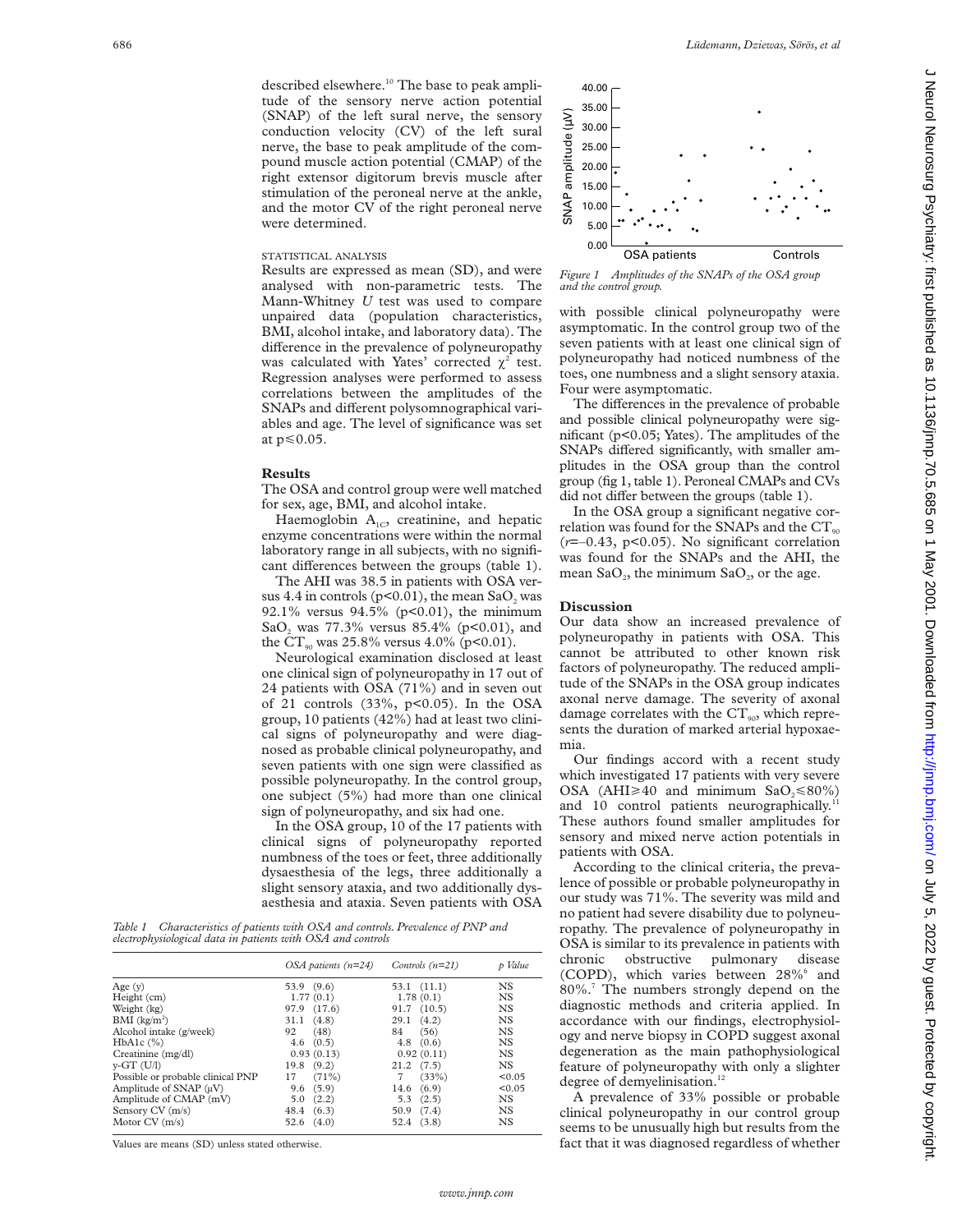described elsewhere.[10] The base to peak amplitude of the sensory nerve action potential (SNAP) of the left sural nerve, the sensory conduction velocity (CV) of the left sural nerve, the base to peak amplitude of the compound muscle action potential (CMAP) of the right extensor digitorum brevis muscle after stimulation of the peroneal nerve at the ankle, and the motor CV of the right peroneal nerve were determined.

STATISTICAL ANALYSIS

Results are expressed as mean (SD), and were analysed with non-parametric tests. The Mann-Whitney *U* test was used to compare unpaired data (population characteristics, BMI, alcohol intake, and laboratory data). The difference in the prevalence of polyneuropathy was calculated with Yates' corrected $\chi^2$ test. Regression analyses were performed to assess correlations between the amplitudes of the SNAPs and different polysomnographical variables and age. The level of significance was set at $p \leq 0.05$.

## Results

The OSA and control group were well matched for sex, age, BMI, and alcohol intake.

Haemoglobin $A_{1C}$, creatinine, and hepatic enzyme concentrations were within the normal laboratory range in all subjects, with no significant differences between the groups (table 1).

The AHI was 38.5 in patients with OSA versus 4.4 in controls ($p<0.01$), the mean $SaO_2$ was 92.1% versus 94.5% ($p<0.01$), the minimum $SaO_2$ was 77.3% versus 85.4% ($p<0.01$), and the $CT_{90}$ was 25.8% versus 4.0% ($p<0.01$).

Neurological examination disclosed at least one clinical sign of polyneuropathy in 17 out of 24 patients with OSA (71%) and in seven out of 21 controls (33%, $p<0.05$). In the OSA group, 10 patients (42%) had at least two clinical signs of polyneuropathy and were diagnosed as probable clinical polyneuropathy, and seven patients with one sign were classified as possible polyneuropathy. In the control group, one subject (5%) had more than one clinical sign of polyneuropathy, and six had one.

In the OSA group, 10 of the 17 patients with clinical signs of polyneuropathy reported numbness of the toes or feet, three additionally dysaesthesia of the legs, three additionally a slight sensory ataxia, and two additionally dysaesthesia and ataxia. Seven patients with OSA with possible clinical polyneuropathy were asymptomatic. In the control group two of the seven patients with at least one clinical sign of polyneuropathy had noticed numbness of the toes, one numbness and a slight sensory ataxia. Four were asymptomatic.

The differences in the prevalence of probable and possible clinical polyneuropathy were significant ($p<0.05$; Yates). The amplitudes of the SNAPs differed significantly, with smaller amplitudes in the OSA group than the control group (fig 1, table 1). Peroneal CMAPs and CVs did not differ between the groups (table 1).

In the OSA group a significant negative correlation was found for the SNAPs and the $CT_{90}$ ($r=-0.43$, $p<0.05$). No significant correlation was found for the SNAPs and the AHI, the mean $SaO_2$, the minimum $SaO_2$, or the age.

*Table 1 Characteristics of patients with OSA and controls. Prevalence of PNP and electrophysiological data in patients with OSA and controls*

| | OSA patients (n=24) | Controls (n=21) | p Value |
|---|---|---|---|
| Age (y) | 53.9 (9.6) | 53.1 (11.1) | NS |
| Height (cm) | 1.77 (0.1) | 1.78 (0.1) | NS |
| Weight (kg) | 97.9 (17.6) | 91.7 (10.5) | NS |
| BMI (kg/m²) | 31.1 (4.8) | 29.1 (4.2) | NS |
| Alcohol intake (g/week) | 92 (48) | 84 (56) | NS |
| HbA1c (%) | 4.6 (0.5) | 4.8 (0.6) | NS |
| Creatinine (mg/dl) | 0.93 (0.13) | 0.92 (0.11) | NS |
| γ-GT (U/l) | 19.8 (9.2) | 21.2 (7.5) | NS |
| Possible or probable clinical PNP | 17 (71%) | 7 (33%) | <0.05 |
| Amplitude of SNAP (μV) | 9.6 (5.9) | 14.6 (6.9) | <0.05 |
| Amplitude of CMAP (mV) | 5.0 (2.2) | 5.3 (2.5) | NS |
| Sensory CV (m/s) | 48.4 (6.3) | 50.9 (7.4) | NS |
| Motor CV (m/s) | 52.6 (4.0) | 52.4 (3.8) | NS |

Values are means (SD) unless stated otherwise.

*Figure 1 Amplitudes of the SNAPs of the OSA group and the control group.*

## Discussion

Our data show an increased prevalence of polyneuropathy in patients with OSA. This cannot be attributed to other known risk factors of polyneuropathy. The reduced amplitude of the SNAPs in the OSA group indicates axonal nerve damage. The severity of axonal damage correlates with the $CT_{90}$, which represents the duration of marked arterial hypoxaemia.

Our findings accord with a recent study which investigated 17 patients with very severe OSA (AHI≥40 and minimum $SaO_2 \leq 80\%$) and 10 control patients neurographically.[11] These authors found smaller amplitudes for sensory and mixed nerve action potentials in patients with OSA.

According to the clinical criteria, the prevalence of possible or probable polyneuropathy in our study was 71%. The severity was mild and no patient had severe disability due to polyneuropathy. The prevalence of polyneuropathy in OSA is similar to its prevalence in patients with chronic obstructive pulmonary disease (COPD), which varies between 28%[6] and 80%.[7] The numbers strongly depend on the diagnostic methods and criteria applied. In accordance with our findings, electrophysiology and nerve biopsy in COPD suggest axonal degeneration as the main pathophysiological feature of polyneuropathy with only a slighter degree of demyelinisation.[12]

A prevalence of 33% possible or probable clinical polyneuropathy in our control group seems to be unusually high but results from the fact that it was diagnosed regardless of whether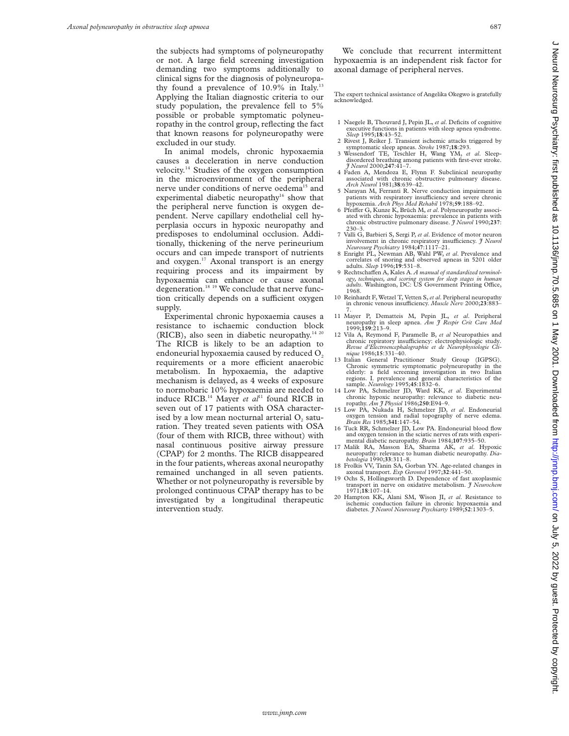the subjects had symptoms of polyneuropathy or not. A large field screening investigation demanding two symptoms additionally to clinical signs for the diagnosis of polyneuropathy found a prevalence of 10.9% in Italy.[13] Applying the Italian diagnostic criteria to our study population, the prevalence fell to 5% possible or probable symptomatic polyneuropathy in the control group, reflecting the fact that known reasons for polyneuropathy were excluded in our study.

In animal models, chronic hypoxaemia causes a deceleration in nerve conduction velocity.[14] Studies of the oxygen consumption in the microenvironment of the peripheral nerve under conditions of nerve oedema[15] and experimental diabetic neuropathy[16] show that the peripheral nerve function is oxygen dependent. Nerve capillary endothelial cell hyperplasia occurs in hypoxic neuropathy and predisposes to endoluminal occlusion. Additionally, thickening of the nerve perineurium occurs and can impede transport of nutrients and oxygen.[17] Axonal transport is an energy requiring process and its impairment by hypoxaemia can enhance or cause axonal degeneration.[18 19] We conclude that nerve function critically depends on a sufficient oxygen supply.

Experimental chronic hypoxaemia causes a resistance to ischaemic conduction block (RICB), also seen in diabetic neuropathy.[14 20] The RICB is likely to be an adaption to endoneurial hypoxaemia caused by reduced $O_2$ requirements or a more efficient anaerobic metabolism. In hypoxaemia, the adaptive mechanism is delayed, as 4 weeks of exposure to normobaric 10% hypoxaemia are needed to induce RICB.[14] Mayer *et al*[11] found RICB in seven out of 17 patients with OSA characterised by a low mean nocturnal arterial $O_2$ saturation. They treated seven patients with OSA (four of them with RICB, three without) with nasal continuous positive airway pressure (CPAP) for 2 months. The RICB disappeared in the four patients, whereas axonal neuropathy remained unchanged in all seven patients. Whether or not polyneuropathy is reversible by prolonged continuous CPAP therapy has to be investigated by a longitudinal therapeutic intervention study.

We conclude that recurrent intermittent hypoxaemia is an independent risk factor for axonal damage of peripheral nerves.

The expert technical assistance of Angelika Okegwo is gratefully acknowledged.

1 Naegele B, Thouvard J, Pepin JL, *et al*. Deficits of cognitive executive functions in patients with sleep apnea syndrome. *Sleep* 1995;**18**:43–52.
2 Rivest J, Reiker J. Transient ischemic attacks triggered by symptomatic sleep apneas. *Stroke* 1987;**18**:293.
3 Wessendorf TE, Teschler H, Wang YM, *et al*. Sleep-disordered breathing among patients with first-ever stroke. *J Neurol* 2000;**247**:41–7.
4 Faden A, Mendoza E, Flynn F. Subclinical neuropathy associated with chronic obstructive pulmonary disease. *Arch Neurol* 1981;**38**:639–42.
5 Narayan M, Ferranti R. Nerve conduction impairment in patients with respiratory insufficiency and severe chronic hypoxemia. *Arch Phys Med Rehabil* 1978;**59**:188–92.
6 Pfeiffer G, Kunze K, Brüch M, *et al*. Polyneuropathy associated with chronic hypoxaemia: prevalence in patients with chronic obstructive pulmonary disease. *J Neurol* 1990;**237**:230–3.
7 Valli G, Barbieri S, Sergi P, *et al*. Evidence of motor neuron involvement in chronic respiratory insufficiency. *J Neurol Neurosurg Psychiatry* 1984;**47**:1117–21.
8 Enright PL, Newman AB, Wahl PW, *et al*. Prevalence and correlates of snoring and observed apneas in 5201 older adults. *Sleep* 1996;**19**:531–8.
9 Rechtschaffen A, Kales A. *A manual of standardized terminology, techniques, and scoring system for sleep stages in human adults*. Washington, DC: US Government Printing Office, 1968.
10 Reinhardt F, Wetzel T, Vetten S, *et al*. Peripheral neuropathy in chronic venous insufficiency. *Muscle Nerv* 2000;**23**:883–7.
11 Mayer P, Dematteis M, Pepin JL, *et al*. Peripheral neuropathy in sleep apnea. *Am J Respir Crit Care Med* 1999;**159**:213–9.
12 Vila A, Reymond F, Paramelle B, *et al* Neuropathies and chronic repiratory insufficiency: electrophysiologic study. *Revue d'Electroencephalographie et de Neurophysiologie Clinique* 1986;**15**:331–40.
13 Italian General Practitioner Study Group (IGPSG). Chronic symmetric symptomatic polyneuropathy in the elderly: a field screening investigation in two Italian regions. I. prevalence and general characteristics of the sample. *Neurology* 1995;**45**:1832–6.
14 Low PA, Schmelzer JD, Ward KK, *et al*. Experimental chronic hypoxic neuropathy: relevance to diabetic neuropathy. *Am J Physiol* 1986;**250**:E94–9.
15 Low PA, Nukada H, Schmelzer JD, *et al*. Endoneurial oxygen tension and radial topography of nerve edema. *Brain Res* 1985;**341**:147–54.
16 Tuck RR, Schmelzer JD, Low PA. Endoneurial blood flow and oxygen tension in the sciatic nerves of rats with experimental diabetic neuropathy. *Brain* 1984;**107**:935–50.
17 Malik RA, Masson EA, Sharma AK, *et al*. Hypoxic neuropathy: relevance to human diabetic neuropathy. *Diabetologia* 1990;**33**:311–8.
18 Frolkis VV, Tanin SA, Gorban YN. Age-related changes in axonal transport. *Exp Gerontol* 1997;**32**:441–50.
19 Ochs S, Hollingsworth D. Dependence of fast axoplasmic transport in nerve on oxidative metabolism. *J Neurochem* 1971;**18**:107–14.
20 Hampton KK, Alani SM, Wison JI, *et al*. Resistance to ischemic conduction failure in chronic hypoxaemia and diabetes. *J Neurol Neurosurg Psychiarty* 1989;**52**:1303–5.